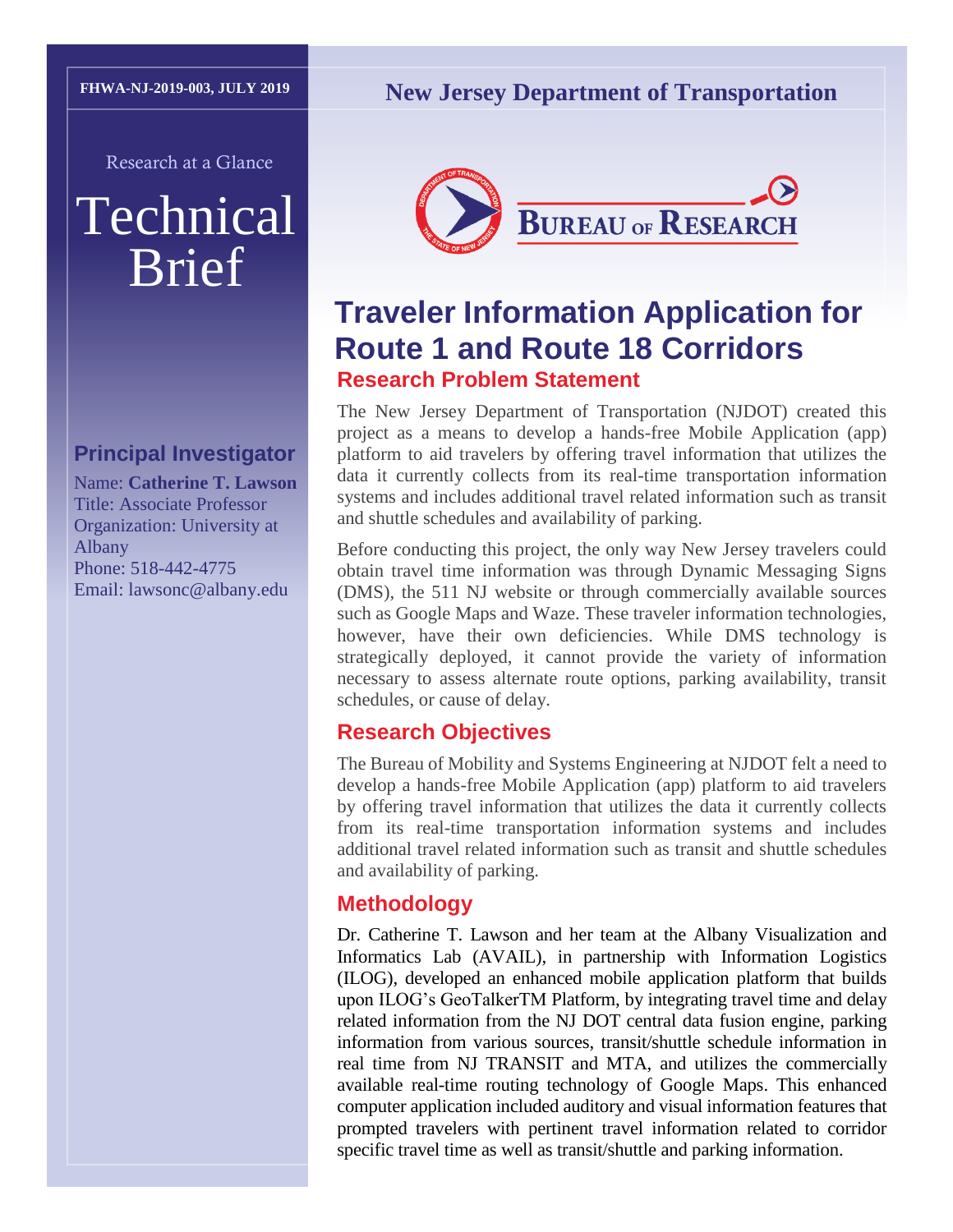FHWA-NJ-2019-003, JULY 2019

New Jersey Department of Transportation

Research at a Glance

# Technical Brief

BUREAU OF RESEARCH

## Principal Investigator

Name: **Catherine T. Lawson**
Title: Associate Professor
Organization: University at Albany
Phone: 518-442-4775
Email: lawsonc@albany.edu

# Traveler Information Application for Route 1 and Route 18 Corridors

## Research Problem Statement

The New Jersey Department of Transportation (NJDOT) created this project as a means to develop a hands-free Mobile Application (app) platform to aid travelers by offering travel information that utilizes the data it currently collects from its real-time transportation information systems and includes additional travel related information such as transit and shuttle schedules and availability of parking.

Before conducting this project, the only way New Jersey travelers could obtain travel time information was through Dynamic Messaging Signs (DMS), the 511 NJ website or through commercially available sources such as Google Maps and Waze. These traveler information technologies, however, have their own deficiencies. While DMS technology is strategically deployed, it cannot provide the variety of information necessary to assess alternate route options, parking availability, transit schedules, or cause of delay.

## Research Objectives

The Bureau of Mobility and Systems Engineering at NJDOT felt a need to develop a hands-free Mobile Application (app) platform to aid travelers by offering travel information that utilizes the data it currently collects from its real-time transportation information systems and includes additional travel related information such as transit and shuttle schedules and availability of parking.

## Methodology

Dr. Catherine T. Lawson and her team at the Albany Visualization and Informatics Lab (AVAIL), in partnership with Information Logistics (ILOG), developed an enhanced mobile application platform that builds upon ILOG's GeoTalkerTM Platform, by integrating travel time and delay related information from the NJ DOT central data fusion engine, parking information from various sources, transit/shuttle schedule information in real time from NJ TRANSIT and MTA, and utilizes the commercially available real-time routing technology of Google Maps. This enhanced computer application included auditory and visual information features that prompted travelers with pertinent travel information related to corridor specific travel time as well as transit/shuttle and parking information.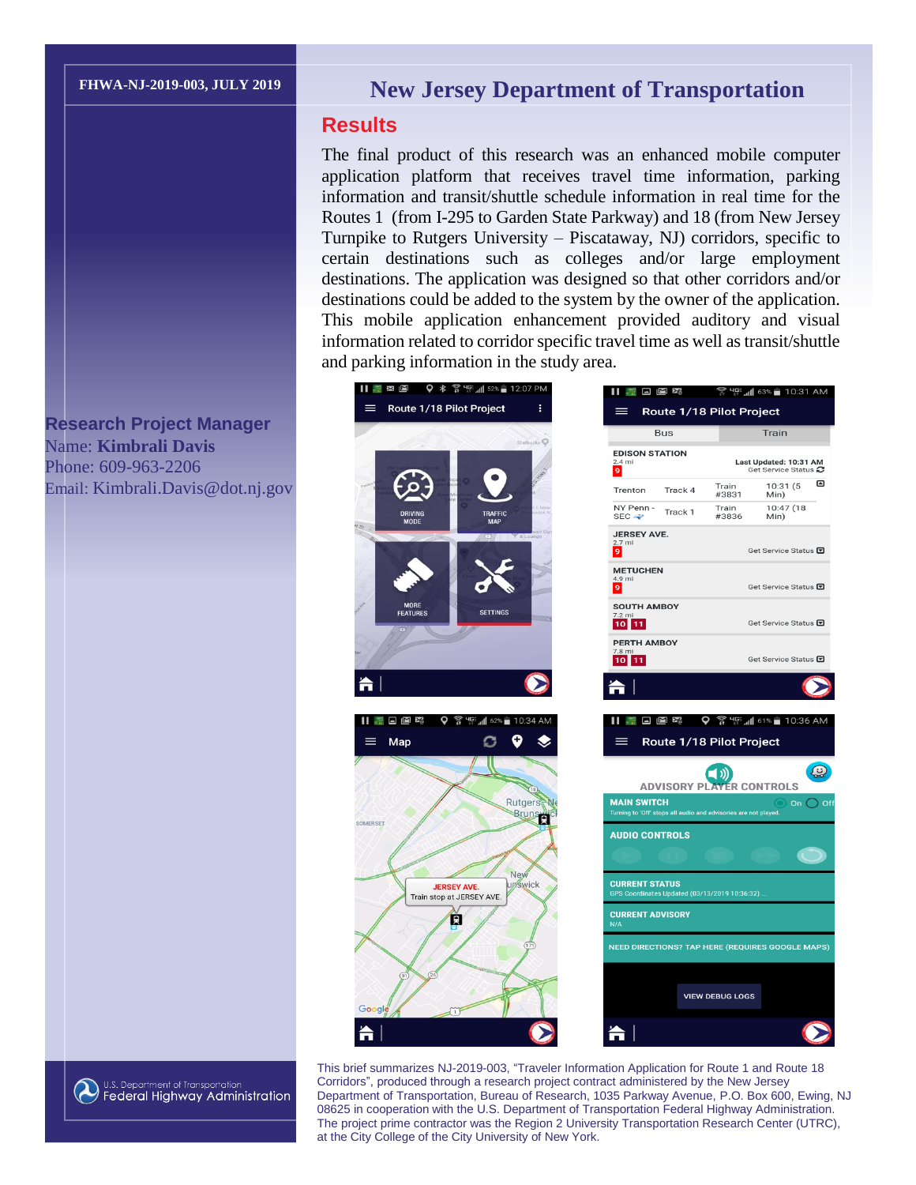FHWA-NJ-2019-003, JULY 2019

# New Jersey Department of Transportation

## Results

The final product of this research was an enhanced mobile computer application platform that receives travel time information, parking information and transit/shuttle schedule information in real time for the Routes 1 (from I-295 to Garden State Parkway) and 18 (from New Jersey Turnpike to Rutgers University – Piscataway, NJ) corridors, specific to certain destinations such as colleges and/or large employment destinations. The application was designed so that other corridors and/or destinations could be added to the system by the owner of the application. This mobile application enhancement provided auditory and visual information related to corridor specific travel time as well as transit/shuttle and parking information in the study area.

**Research Project Manager**
Name: **Kimbrali Davis**
Phone: 609-963-2206
Email: Kimbrali.Davis@dot.nj.gov

This brief summarizes NJ-2019-003, "Traveler Information Application for Route 1 and Route 18 Corridors", produced through a research project contract administered by the New Jersey Department of Transportation, Bureau of Research, 1035 Parkway Avenue, P.O. Box 600, Ewing, NJ 08625 in cooperation with the U.S. Department of Transportation Federal Highway Administration. The project prime contractor was the Region 2 University Transportation Research Center (UTRC), at the City College of the City University of New York.

U.S. Department of Transportation
Federal Highway Administration